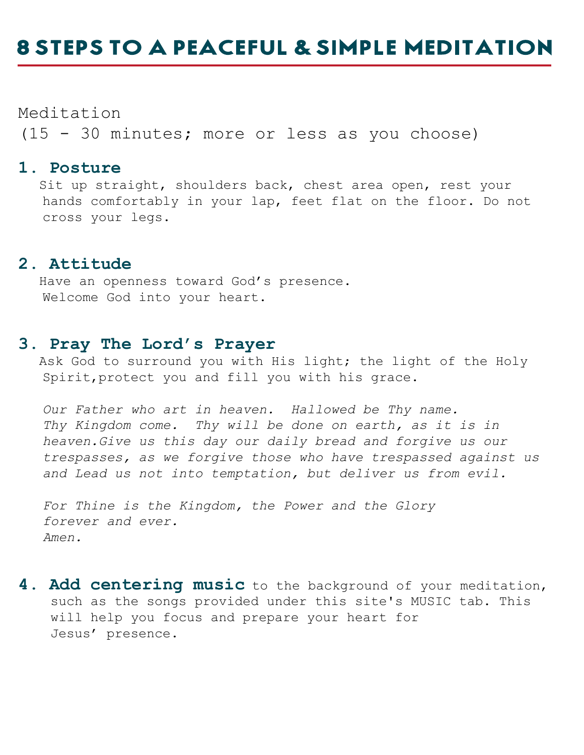# 8 STEPS TO A PEACEFUL & SIMPLE MEDITATION

Meditation
(15 - 30 minutes; more or less as you choose)

## 1. Posture

Sit up straight, shoulders back, chest area open, rest your hands comfortably in your lap, feet flat on the floor. Do not cross your legs.

## 2. Attitude

Have an openness toward God's presence.
Welcome God into your heart.

## 3. Pray The Lord's Prayer

Ask God to surround you with His light; the light of the Holy Spirit,protect you and fill you with his grace.

*Our Father who art in heaven. Hallowed be Thy name. Thy Kingdom come. Thy will be done on earth, as it is in heaven.Give us this day our daily bread and forgive us our trespasses, as we forgive those who have trespassed against us and Lead us not into temptation, but deliver us from evil.*

*For Thine is the Kingdom, the Power and the Glory forever and ever.*
*Amen.*

## 4. Add centering music

to the background of your meditation, such as the songs provided under this site's MUSIC tab. This will help you focus and prepare your heart for Jesus' presence.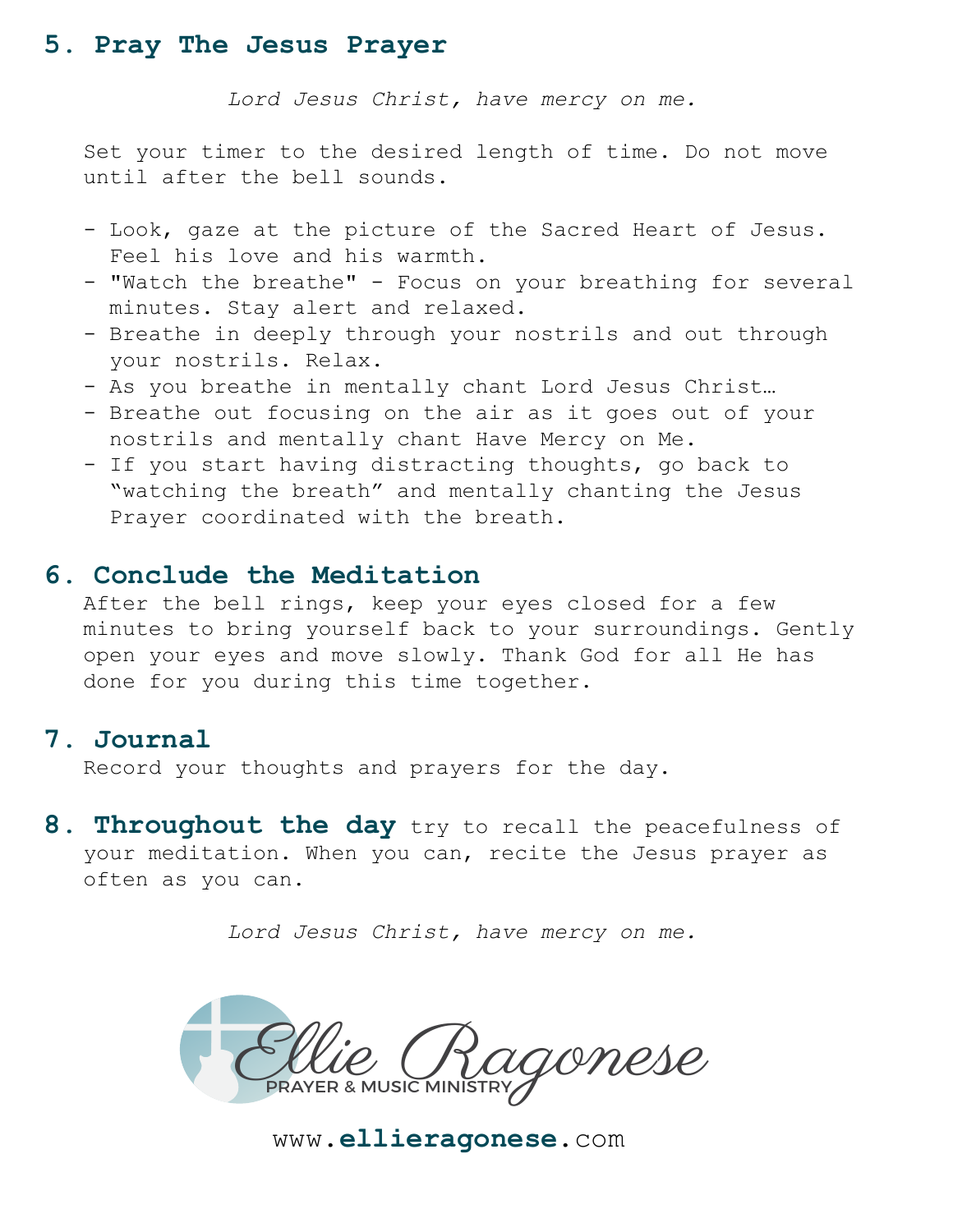## 5. Pray The Jesus Prayer

*Lord Jesus Christ, have mercy on me.*

Set your timer to the desired length of time. Do not move until after the bell sounds.

- Look, gaze at the picture of the Sacred Heart of Jesus. Feel his love and his warmth.
- "Watch the breathe" - Focus on your breathing for several minutes. Stay alert and relaxed.
- Breathe in deeply through your nostrils and out through your nostrils. Relax.
- As you breathe in mentally chant Lord Jesus Christ…
- Breathe out focusing on the air as it goes out of your nostrils and mentally chant Have Mercy on Me.
- If you start having distracting thoughts, go back to "watching the breath" and mentally chanting the Jesus Prayer coordinated with the breath.

## 6. Conclude the Meditation

After the bell rings, keep your eyes closed for a few minutes to bring yourself back to your surroundings. Gently open your eyes and move slowly. Thank God for all He has done for you during this time together.

## 7. Journal

Record your thoughts and prayers for the day.

**8. Throughout the day** try to recall the peacefulness of your meditation. When you can, recite the Jesus prayer as often as you can.

*Lord Jesus Christ, have mercy on me.*

Ellie Ragonese
PRAYER & MUSIC MINISTRY

www.**ellieragonese**.com